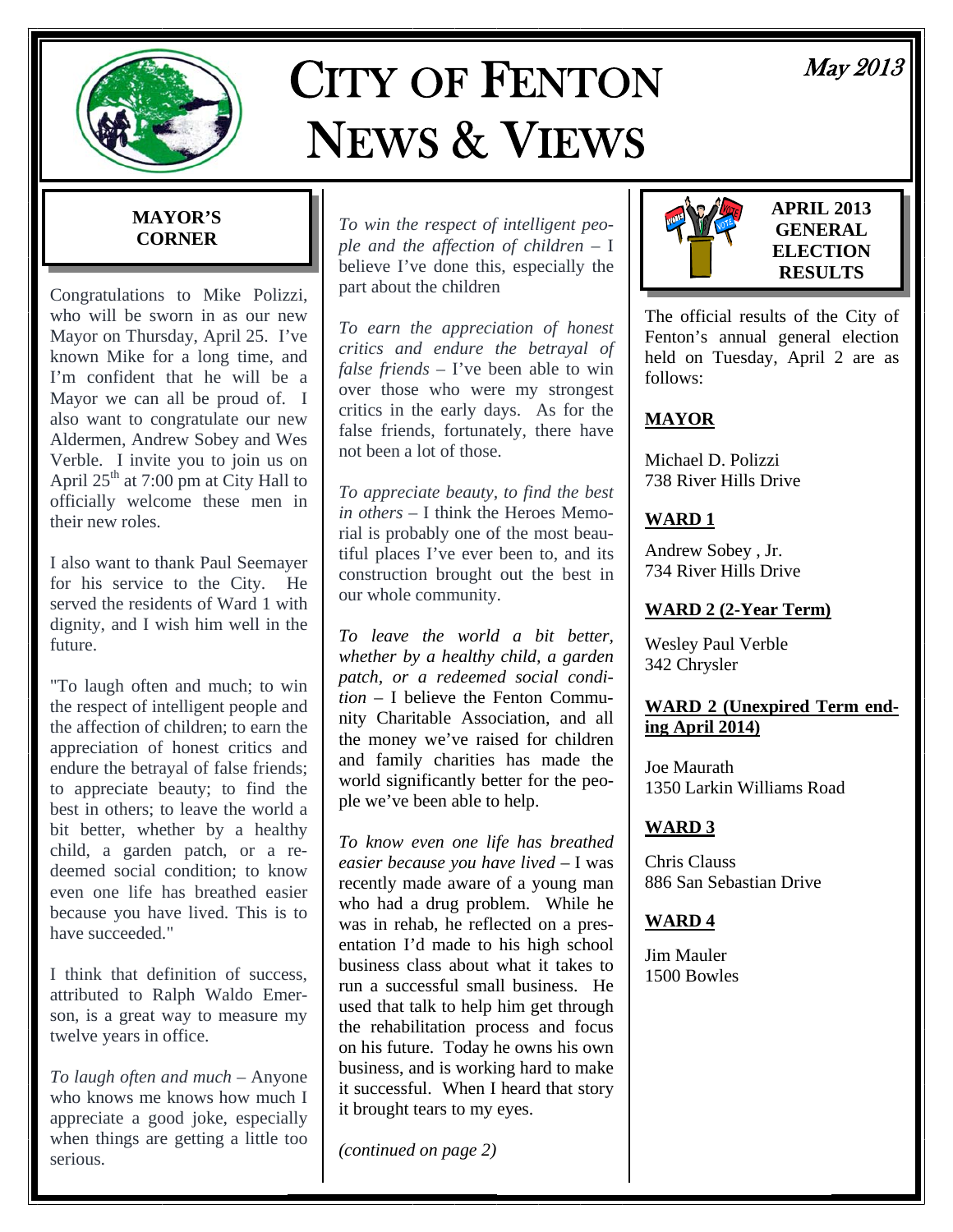# CITY OF FENTON NEWS & VIEWS

May 2013

## MAYOR'S CORNER

Congratulations to Mike Polizzi, who will be sworn in as our new Mayor on Thursday, April 25. I've known Mike for a long time, and I'm confident that he will be a Mayor we can all be proud of. I also want to congratulate our new Aldermen, Andrew Sobey and Wes Verble. I invite you to join us on April 25th at 7:00 pm at City Hall to officially welcome these men in their new roles.

I also want to thank Paul Seemayer for his service to the City. He served the residents of Ward 1 with dignity, and I wish him well in the future.

"To laugh often and much; to win the respect of intelligent people and the affection of children; to earn the appreciation of honest critics and endure the betrayal of false friends; to appreciate beauty; to find the best in others; to leave the world a bit better, whether by a healthy child, a garden patch, or a redeemed social condition; to know even one life has breathed easier because you have lived. This is to have succeeded."

I think that definition of success, attributed to Ralph Waldo Emerson, is a great way to measure my twelve years in office.

*To laugh often and much* – Anyone who knows me knows how much I appreciate a good joke, especially when things are getting a little too serious.

*To win the respect of intelligent people and the affection of children* – I believe I've done this, especially the part about the children

*To earn the appreciation of honest critics and endure the betrayal of false friends* – I've been able to win over those who were my strongest critics in the early days. As for the false friends, fortunately, there have not been a lot of those.

*To appreciate beauty, to find the best in others* – I think the Heroes Memorial is probably one of the most beautiful places I've ever been to, and its construction brought out the best in our whole community.

*To leave the world a bit better, whether by a healthy child, a garden patch, or a redeemed social condition* – I believe the Fenton Community Charitable Association, and all the money we've raised for children and family charities has made the world significantly better for the people we've been able to help.

*To know even one life has breathed easier because you have lived* – I was recently made aware of a young man who had a drug problem. While he was in rehab, he reflected on a presentation I'd made to his high school business class about what it takes to run a successful small business. He used that talk to help him get through the rehabilitation process and focus on his future. Today he owns his own business, and is working hard to make it successful. When I heard that story it brought tears to my eyes.

*(continued on page 2)*

## APRIL 2013 GENERAL ELECTION RESULTS

The official results of the City of Fenton's annual general election held on Tuesday, April 2 are as follows:

**MAYOR**

Michael D. Polizzi
738 River Hills Drive

**WARD 1**

Andrew Sobey , Jr.
734 River Hills Drive

**WARD 2 (2-Year Term)**

Wesley Paul Verble
342 Chrysler

**WARD 2 (Unexpired Term ending April 2014)**

Joe Maurath
1350 Larkin Williams Road

**WARD 3**

Chris Clauss
886 San Sebastian Drive

**WARD 4**

Jim Mauler
1500 Bowles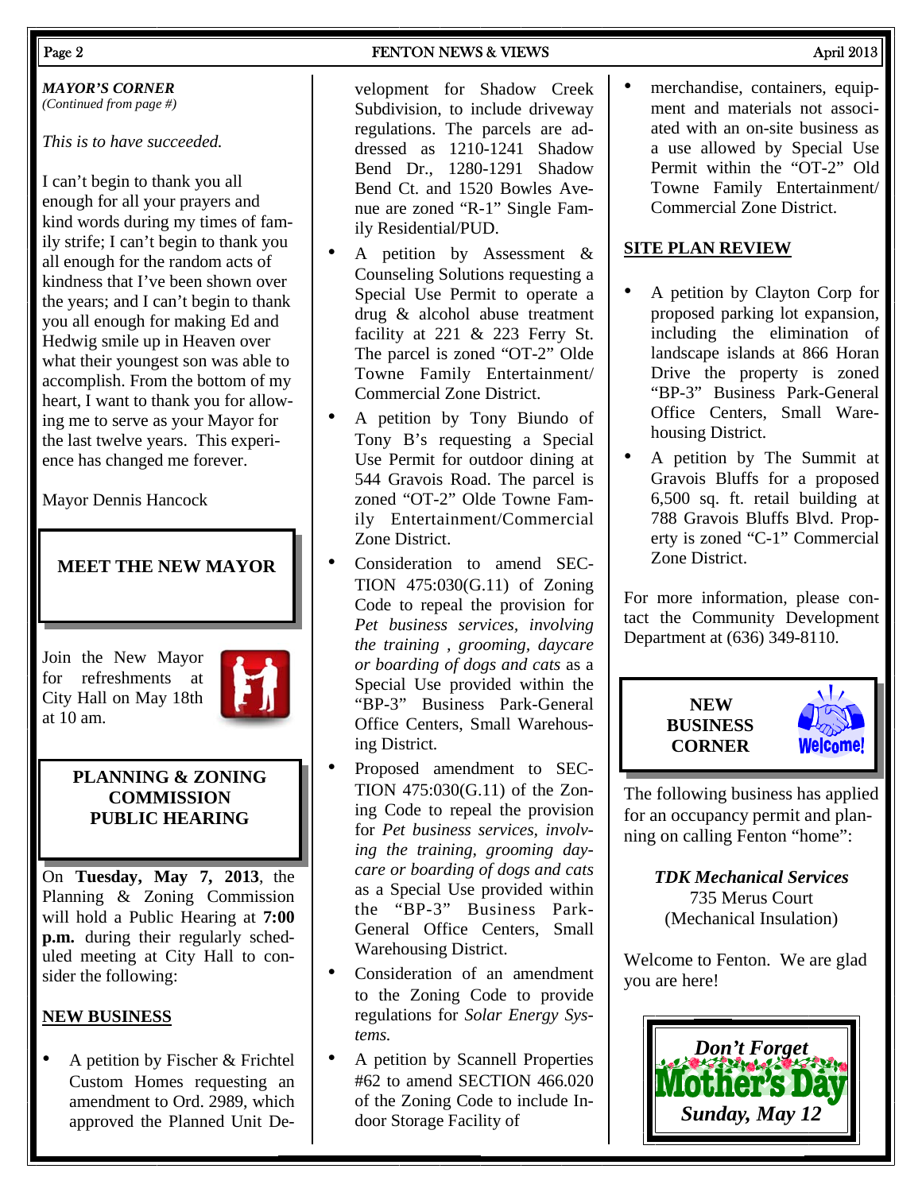### MAYOR'S CORNER
*(Continued from page #)*

*This is to have succeeded.*

I can't begin to thank you all enough for all your prayers and kind words during my times of family strife; I can't begin to thank you all enough for the random acts of kindness that I've been shown over the years; and I can't begin to thank you all enough for making Ed and Hedwig smile up in Heaven over what their youngest son was able to accomplish. From the bottom of my heart, I want to thank you for allowing me to serve as your Mayor for the last twelve years. This experience has changed me forever.

Mayor Dennis Hancock

## MEET THE NEW MAYOR

Join the New Mayor for refreshments at City Hall on May 18th at 10 am.

## PLANNING & ZONING COMMISSION PUBLIC HEARING

On **Tuesday, May 7, 2013**, the Planning & Zoning Commission will hold a Public Hearing at **7:00 p.m.** during their regularly scheduled meeting at City Hall to consider the following:

### NEW BUSINESS

- A petition by Fischer & Frichtel Custom Homes requesting an amendment to Ord. 2989, which approved the Planned Unit Development for Shadow Creek Subdivision, to include driveway regulations. The parcels are addressed as 1210-1241 Shadow Bend Dr., 1280-1291 Shadow Bend Ct. and 1520 Bowles Avenue are zoned "R-1" Single Family Residential/PUD.
- A petition by Assessment & Counseling Solutions requesting a Special Use Permit to operate a drug & alcohol abuse treatment facility at 221 & 223 Ferry St. The parcel is zoned "OT-2" Olde Towne Family Entertainment/ Commercial Zone District.
- A petition by Tony Biundo of Tony B's requesting a Special Use Permit for outdoor dining at 544 Gravois Road. The parcel is zoned "OT-2" Olde Towne Family Entertainment/Commercial Zone District.
- Consideration to amend SECTION 475:030(G.11) of Zoning Code to repeal the provision for *Pet business services, involving the training , grooming, daycare or boarding of dogs and cats* as a Special Use provided within the "BP-3" Business Park-General Office Centers, Small Warehousing District.
- Proposed amendment to SECTION 475:030(G.11) of the Zoning Code to repeal the provision for *Pet business services, involving the training, grooming daycare or boarding of dogs and cats* as a Special Use provided within the "BP-3" Business Park-General Office Centers, Small Warehousing District.
- Consideration of an amendment to the Zoning Code to provide regulations for *Solar Energy Systems.*
- A petition by Scannell Properties #62 to amend SECTION 466.020 of the Zoning Code to include Indoor Storage Facility of merchandise, containers, equipment and materials not associated with an on-site business as a use allowed by Special Use Permit within the "OT-2" Old Towne Family Entertainment/ Commercial Zone District.

### SITE PLAN REVIEW

- A petition by Clayton Corp for proposed parking lot expansion, including the elimination of landscape islands at 866 Horan Drive the property is zoned "BP-3" Business Park-General Office Centers, Small Warehousing District.
- A petition by The Summit at Gravois Bluffs for a proposed 6,500 sq. ft. retail building at 788 Gravois Bluffs Blvd. Property is zoned "C-1" Commercial Zone District.

For more information, please contact the Community Development Department at (636) 349-8110.

## NEW BUSINESS CORNER

The following business has applied for an occupancy permit and planning on calling Fenton "home":

***TDK Mechanical Services***
735 Merus Court
(Mechanical Insulation)

Welcome to Fenton. We are glad you are here!

***Don't Forget* Mother's Day *Sunday, May 12***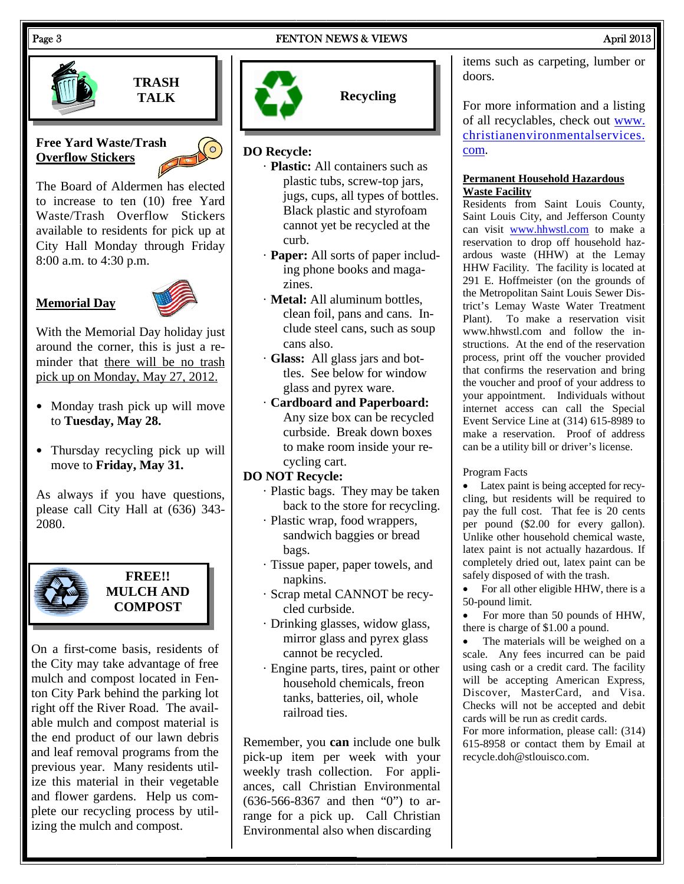## TRASH TALK

**Free Yard Waste/Trash Overflow Stickers**

The Board of Aldermen has elected to increase to ten (10) free Yard Waste/Trash Overflow Stickers available to residents for pick up at City Hall Monday through Friday 8:00 a.m. to 4:30 p.m.

**Memorial Day**

With the Memorial Day holiday just around the corner, this is just a reminder that there will be no trash pick up on Monday, May 27, 2012.

- Monday trash pick up will move to **Tuesday, May 28.**
- Thursday recycling pick up will move to **Friday, May 31.**

As always if you have questions, please call City Hall at (636) 343-2080.

## FREE!! MULCH AND COMPOST

On a first-come basis, residents of the City may take advantage of free mulch and compost located in Fenton City Park behind the parking lot right off the River Road. The available mulch and compost material is the end product of our lawn debris and leaf removal programs from the previous year. Many residents utilize this material in their vegetable and flower gardens. Help us complete our recycling process by utilizing the mulch and compost.

## Recycling

**DO Recycle:**

- **Plastic:** All containers such as plastic tubs, screw-top jars, jugs, cups, all types of bottles. Black plastic and styrofoam cannot yet be recycled at the curb.
- **Paper:** All sorts of paper including phone books and magazines.
- **Metal:** All aluminum bottles, clean foil, pans and cans. Include steel cans, such as soup cans also.
- **Glass:** All glass jars and bottles. See below for window glass and pyrex ware.
- **Cardboard and Paperboard:** Any size box can be recycled curbside. Break down boxes to make room inside your recycling cart.

**DO NOT Recycle:**

- Plastic bags. They may be taken back to the store for recycling.
- Plastic wrap, food wrappers, sandwich baggies or bread bags.
- Tissue paper, paper towels, and napkins.
- Scrap metal CANNOT be recycled curbside.
- Drinking glasses, widow glass, mirror glass and pyrex glass cannot be recycled.
- Engine parts, tires, paint or other household chemicals, freon tanks, batteries, oil, whole railroad ties.

Remember, you **can** include one bulk pick-up item per week with your weekly trash collection. For appliances, call Christian Environmental (636-566-8367 and then "0") to arrange for a pick up. Call Christian Environmental also when discarding items such as carpeting, lumber or doors.

For more information and a listing of all recyclables, check out www.christianenvironmentalservices.com.

**Permanent Household Hazardous Waste Facility**

Residents from Saint Louis County, Saint Louis City, and Jefferson County can visit www.hhwstl.com to make a reservation to drop off household hazardous waste (HHW) at the Lemay HHW Facility. The facility is located at 291 E. Hoffmeister (on the grounds of the Metropolitan Saint Louis Sewer District's Lemay Waste Water Treatment Plant). To make a reservation visit www.hhwstl.com and follow the instructions. At the end of the reservation process, print off the voucher provided that confirms the reservation and bring the voucher and proof of your address to your appointment. Individuals without internet access can call the Special Event Service Line at (314) 615-8989 to make a reservation. Proof of address can be a utility bill or driver's license.

Program Facts

- Latex paint is being accepted for recycling, but residents will be required to pay the full cost. That fee is 20 cents per pound ($2.00 for every gallon). Unlike other household chemical waste, latex paint is not actually hazardous. If completely dried out, latex paint can be safely disposed of with the trash.
- For all other eligible HHW, there is a 50-pound limit.
- For more than 50 pounds of HHW, there is charge of $1.00 a pound.
- The materials will be weighed on a scale. Any fees incurred can be paid using cash or a credit card. The facility will be accepting American Express, Discover, MasterCard, and Visa. Checks will not be accepted and debit cards will be run as credit cards.

For more information, please call: (314) 615-8958 or contact them by Email at recycle.doh@stlouisco.com.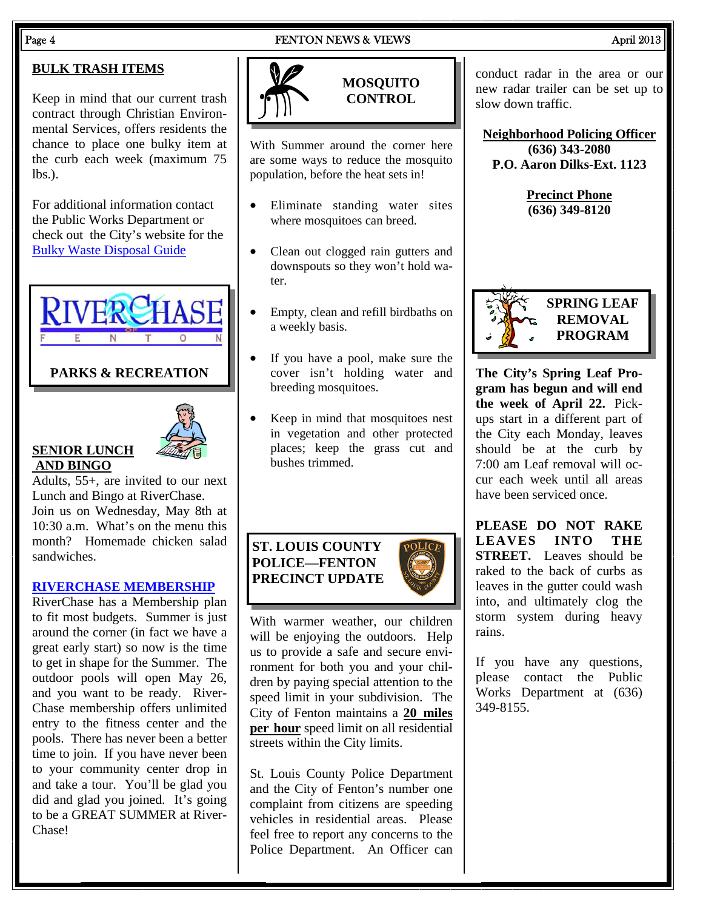## BULK TRASH ITEMS

Keep in mind that our current trash contract through Christian Environmental Services, offers residents the chance to place one bulky item at the curb each week (maximum 75 lbs.).

For additional information contact the Public Works Department or check out the City's website for the Bulky Waste Disposal Guide

RIVERCHASE OF FENTON

## PARKS & RECREATION

### SENIOR LUNCH AND BINGO

Adults, 55+, are invited to our next Lunch and Bingo at RiverChase. Join us on Wednesday, May 8th at 10:30 a.m. What's on the menu this month? Homemade chicken salad sandwiches.

### RIVERCHASE MEMBERSHIP

RiverChase has a Membership plan to fit most budgets. Summer is just around the corner (in fact we have a great early start) so now is the time to get in shape for the Summer. The outdoor pools will open May 26, and you want to be ready. RiverChase membership offers unlimited entry to the fitness center and the pools. There has never been a better time to join. If you have never been to your community center drop in and take a tour. You'll be glad you did and glad you joined. It's going to be a GREAT SUMMER at RiverChase!

## MOSQUITO CONTROL

With Summer around the corner here are some ways to reduce the mosquito population, before the heat sets in!

- Eliminate standing water sites where mosquitoes can breed.
- Clean out clogged rain gutters and downspouts so they won't hold water.
- Empty, clean and refill birdbaths on a weekly basis.
- If you have a pool, make sure the cover isn't holding water and breeding mosquitoes.
- Keep in mind that mosquitoes nest in vegetation and other protected places; keep the grass cut and bushes trimmed.

## ST. LOUIS COUNTY POLICE—FENTON PRECINCT UPDATE

With warmer weather, our children will be enjoying the outdoors. Help us to provide a safe and secure environment for both you and your children by paying special attention to the speed limit in your subdivision. The City of Fenton maintains a **20 miles per hour** speed limit on all residential streets within the City limits.

St. Louis County Police Department and the City of Fenton's number one complaint from citizens are speeding vehicles in residential areas. Please feel free to report any concerns to the Police Department. An Officer can conduct radar in the area or our new radar trailer can be set up to slow down traffic.

**Neighborhood Policing Officer**
**(636) 343-2080**
**P.O. Aaron Dilks-Ext. 1123**

**Precinct Phone**
**(636) 349-8120**

## SPRING LEAF REMOVAL PROGRAM

**The City's Spring Leaf Program has begun and will end the week of April 22.** Pickups start in a different part of the City each Monday, leaves should be at the curb by 7:00 am Leaf removal will occur each week until all areas have been serviced once.

**PLEASE DO NOT RAKE LEAVES INTO THE STREET.** Leaves should be raked to the back of curbs as leaves in the gutter could wash into, and ultimately clog the storm system during heavy rains.

If you have any questions, please contact the Public Works Department at (636) 349-8155.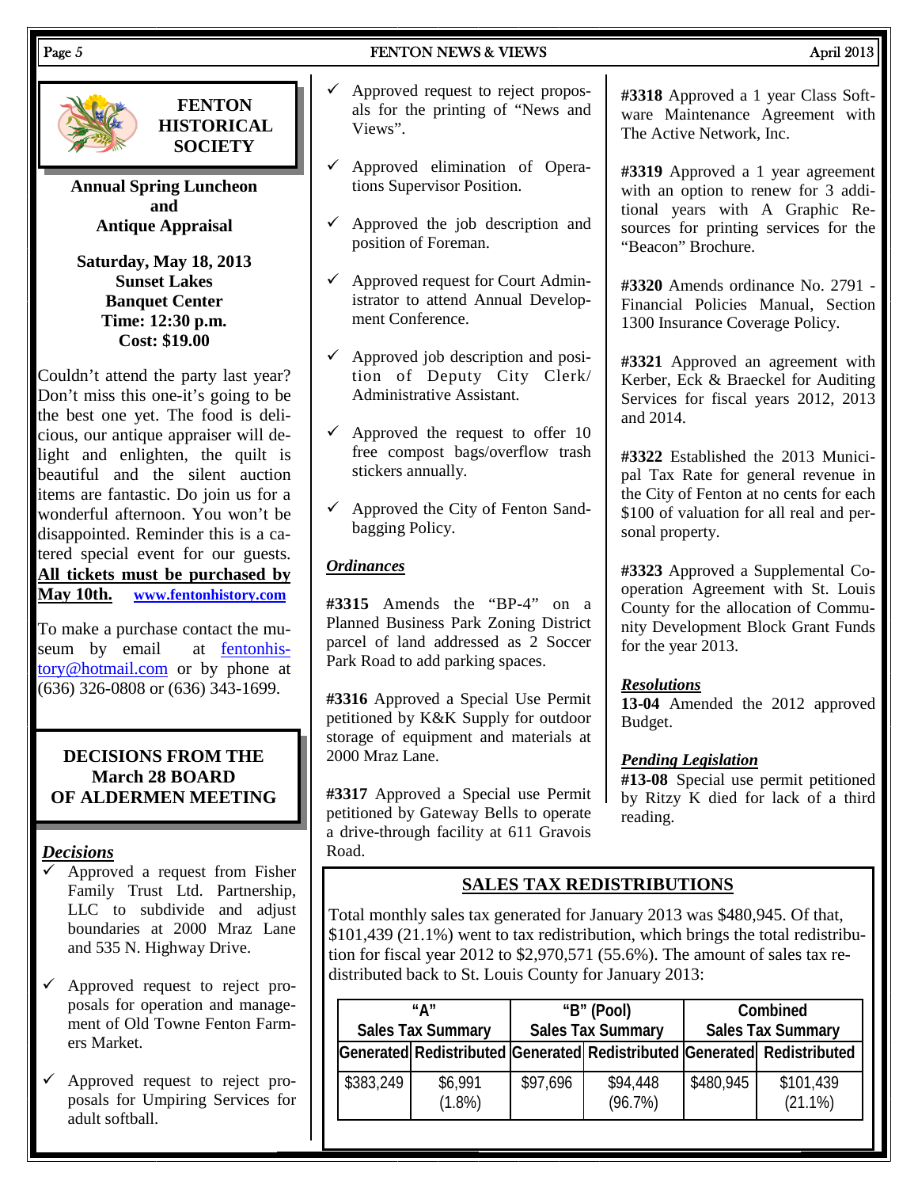## FENTON HISTORICAL SOCIETY

**Annual Spring Luncheon and Antique Appraisal**

**Saturday, May 18, 2013**
**Sunset Lakes Banquet Center**
**Time: 12:30 p.m.**
**Cost: $19.00**

Couldn't attend the party last year? Don't miss this one-it's going to be the best one yet. The food is delicious, our antique appraiser will delight and enlighten, the quilt is beautiful and the silent auction items are fantastic. Do join us for a wonderful afternoon. You won't be disappointed. Reminder this is a catered special event for our guests. **All tickets must be purchased by May 10th.** **www.fentonhistory.com**

To make a purchase contact the museum by email at fentonhistory@hotmail.com or by phone at (636) 326-0808 or (636) 343-1699.

## DECISIONS FROM THE March 28 BOARD OF ALDERMEN MEETING

***Decisions***

- ✓ Approved a request from Fisher Family Trust Ltd. Partnership, LLC to subdivide and adjust boundaries at 2000 Mraz Lane and 535 N. Highway Drive.
- ✓ Approved request to reject proposals for operation and management of Old Towne Fenton Farmers Market.
- ✓ Approved request to reject proposals for Umpiring Services for adult softball.
- ✓ Approved request to reject proposals for the printing of "News and Views".
- ✓ Approved elimination of Operations Supervisor Position.
- ✓ Approved the job description and position of Foreman.
- ✓ Approved request for Court Administrator to attend Annual Development Conference.
- ✓ Approved job description and position of Deputy City Clerk/ Administrative Assistant.
- ✓ Approved the request to offer 10 free compost bags/overflow trash stickers annually.
- ✓ Approved the City of Fenton Sandbagging Policy.

***Ordinances***

**#3315** Amends the "BP-4" on a Planned Business Park Zoning District parcel of land addressed as 2 Soccer Park Road to add parking spaces.

**#3316** Approved a Special Use Permit petitioned by K&K Supply for outdoor storage of equipment and materials at 2000 Mraz Lane.

**#3317** Approved a Special use Permit petitioned by Gateway Bells to operate a drive-through facility at 611 Gravois Road.

**#3318** Approved a 1 year Class Software Maintenance Agreement with The Active Network, Inc.

**#3319** Approved a 1 year agreement with an option to renew for 3 additional years with A Graphic Resources for printing services for the "Beacon" Brochure.

**#3320** Amends ordinance No. 2791 - Financial Policies Manual, Section 1300 Insurance Coverage Policy.

**#3321** Approved an agreement with Kerber, Eck & Braeckel for Auditing Services for fiscal years 2012, 2013 and 2014.

**#3322** Established the 2013 Municipal Tax Rate for general revenue in the City of Fenton at no cents for each $100 of valuation for all real and personal property.

**#3323** Approved a Supplemental Cooperation Agreement with St. Louis County for the allocation of Community Development Block Grant Funds for the year 2013.

***Resolutions***

**13-04** Amended the 2012 approved Budget.

***Pending Legislation***

**#13-08** Special use permit petitioned by Ritzy K died for lack of a third reading.

## SALES TAX REDISTRIBUTIONS

Total monthly sales tax generated for January 2013 was $480,945. Of that, $101,439 (21.1%) went to tax redistribution, which brings the total redistribution for fiscal year 2012 to $2,970,571 (55.6%). The amount of sales tax redistributed back to St. Louis County for January 2013:

| "A" Sales Tax Summary | | "B" (Pool) Sales Tax Summary | | Combined Sales Tax Summary | |
|---|---|---|---|---|---|
| Generated | Redistributed | Generated | Redistributed | Generated | Redistributed |
| $383,249 | $6,991 (1.8%) | $97,696 | $94,448 (96.7%) | $480,945 | $101,439 (21.1%) |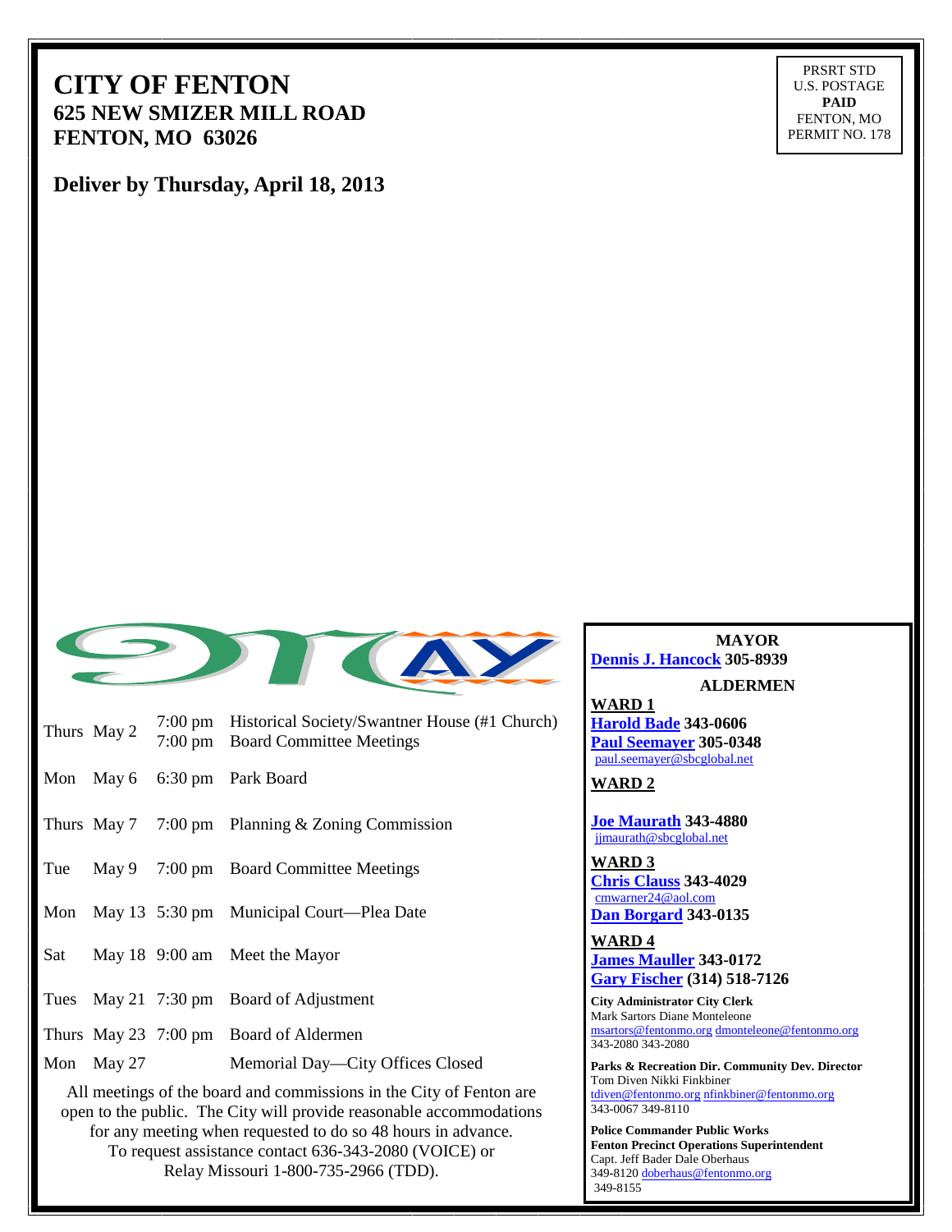# CITY OF FENTON
## 625 NEW SMIZER MILL ROAD
## FENTON, MO 63026

PRSRT STD
U.S. POSTAGE
**PAID**
FENTON, MO
PERMIT NO. 178

**Deliver by Thursday, April 18, 2013**

## MAY

| | | | |
|---|---|---|---|
| Thurs | May 2 | 7:00 pm<br>7:00 pm | Historical Society/Swantner House (#1 Church)<br>Board Committee Meetings |
| Mon | May 6 | 6:30 pm | Park Board |
| Thurs | May 7 | 7:00 pm | Planning & Zoning Commission |
| Tue | May 9 | 7:00 pm | Board Committee Meetings |
| Mon | May 13 | 5:30 pm | Municipal Court—Plea Date |
| Sat | May 18 | 9:00 am | Meet the Mayor |
| Tues | May 21 | 7:30 pm | Board of Adjustment |
| Thurs | May 23 | 7:00 pm | Board of Aldermen |
| Mon | May 27 | | Memorial Day—City Offices Closed |

All meetings of the board and commissions in the City of Fenton are open to the public. The City will provide reasonable accommodations for any meeting when requested to do so 48 hours in advance. To request assistance contact 636-343-2080 (VOICE) or Relay Missouri 1-800-735-2966 (TDD).

**MAYOR**
**Dennis J. Hancock 305-8939**

**ALDERMEN**

**WARD 1**
**Harold Bade 343-0606**
**Paul Seemayer 305-0348**
paul.seemayer@sbcglobal.net

**WARD 2**
**Joe Maurath 343-4880**
jjmaurath@sbcglobal.net

**WARD 3**
**Chris Clauss 343-4029**
cmwarner24@aol.com
**Dan Borgard 343-0135**

**WARD 4**
**James Mauller 343-0172**
**Gary Fischer (314) 518-7126**

**City Administrator City Clerk**
Mark Sartors Diane Monteleone
msartors@fentonmo.org dmonteleone@fentonmo.org
343-2080 343-2080

**Parks & Recreation Dir. Community Dev. Director**
Tom Diven Nikki Finkbiner
tdiven@fentonmo.org nfinkbiner@fentonmo.org
343-0067 349-8110

**Police Commander Public Works**
**Fenton Precinct Operations Superintendent**
Capt. Jeff Bader Dale Oberhaus
349-8120 doberhaus@fentonmo.org
349-8155